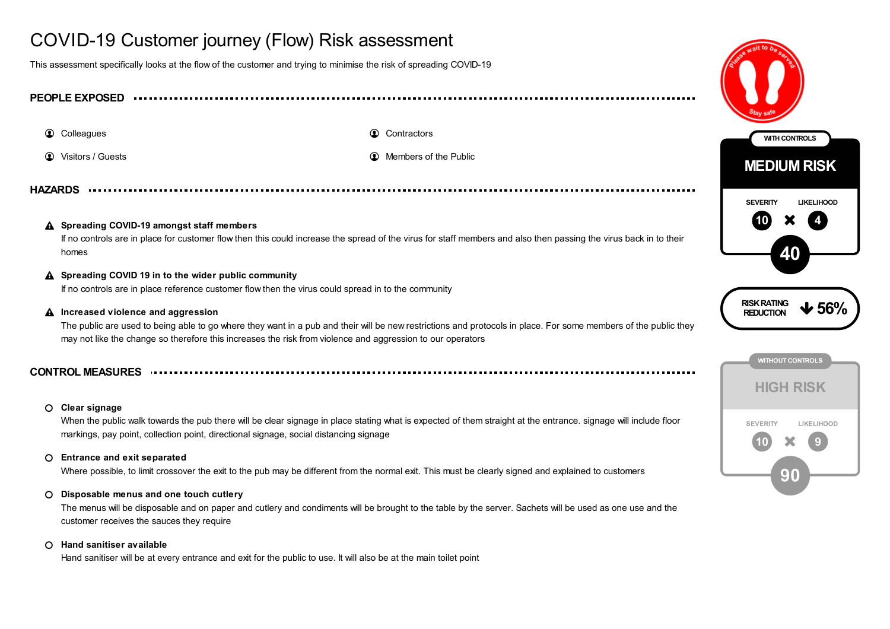# COVID-19 Customer journey (Flow) Risk assessment

This assessment specifically looks at the flow of the customer and trying to minimise the risk of spreading COVID-19

## PEOPLE EXPOSED

- Colleagues
- Contractors
- Visitors / Guests
- Members of the Public

## HAZARDS

**Spreading COVID-19 amongst staff members**
If no controls are in place for customer flow then this could increase the spread of the virus for staff members and also then passing the virus back in to their homes

**Spreading COVID 19 in to the wider public community**
If no controls are in place reference customer flow then the virus could spread in to the community

**Increased violence and aggression**
The public are used to being able to go where they want in a pub and their will be new restrictions and protocols in place. For some members of the public they may not like the change so therefore this increases the risk from violence and aggression to our operators

## CONTROL MEASURES

**Clear signage**
When the public walk towards the pub there will be clear signage in place stating what is expected of them straight at the entrance. signage will include floor markings, pay point, collection point, directional signage, social distancing signage

**Entrance and exit separated**
Where possible, to limit crossover the exit to the pub may be different from the normal exit. This must be clearly signed and explained to customers

**Disposable menus and one touch cutlery**
The menus will be disposable and on paper and cutlery and condiments will be brought to the table by the server. Sachets will be used as one use and the customer receives the sauces they require

**Hand sanitiser available**
Hand sanitiser will be at every entrance and exit for the public to use. It will also be at the main toilet point

---

Please wait to be served — Stay safe

**WITH CONTROLS**

**MEDIUM RISK**

SEVERITY 10 × LIKELIHOOD 4 = **40**

**RISK RATING REDUCTION ↓ 56%**

**WITHOUT CONTROLS**

**HIGH RISK**

SEVERITY 10 × LIKELIHOOD 9 = **90**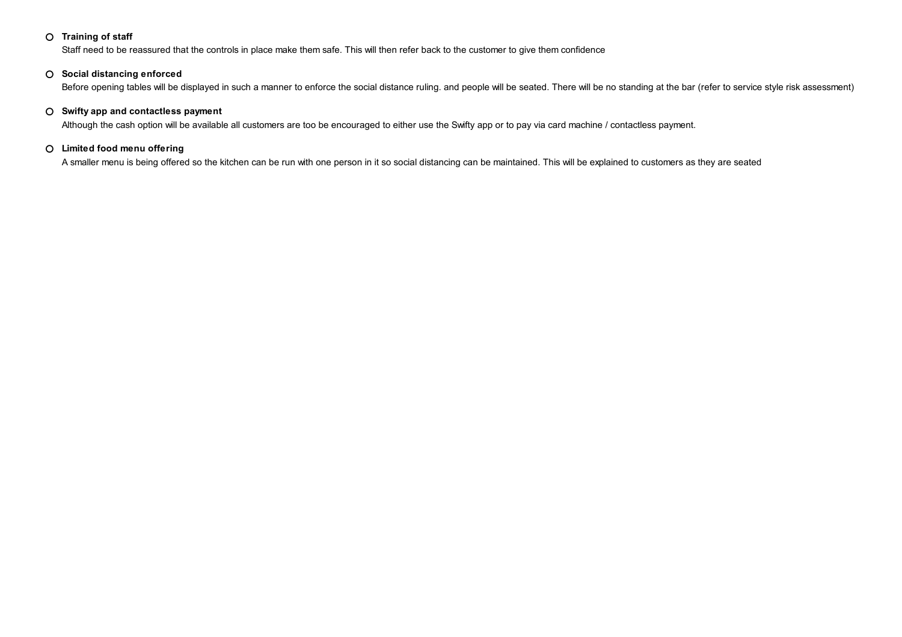- **Training of staff**
  Staff need to be reassured that the controls in place make them safe. This will then refer back to the customer to give them confidence

- **Social distancing enforced**
  Before opening tables will be displayed in such a manner to enforce the social distance ruling. and people will be seated. There will be no standing at the bar (refer to service style risk assessment)

- **Swifty app and contactless payment**
  Although the cash option will be available all customers are too be encouraged to either use the Swifty app or to pay via card machine / contactless payment.

- **Limited food menu offering**
  A smaller menu is being offered so the kitchen can be run with one person in it so social distancing can be maintained. This will be explained to customers as they are seated